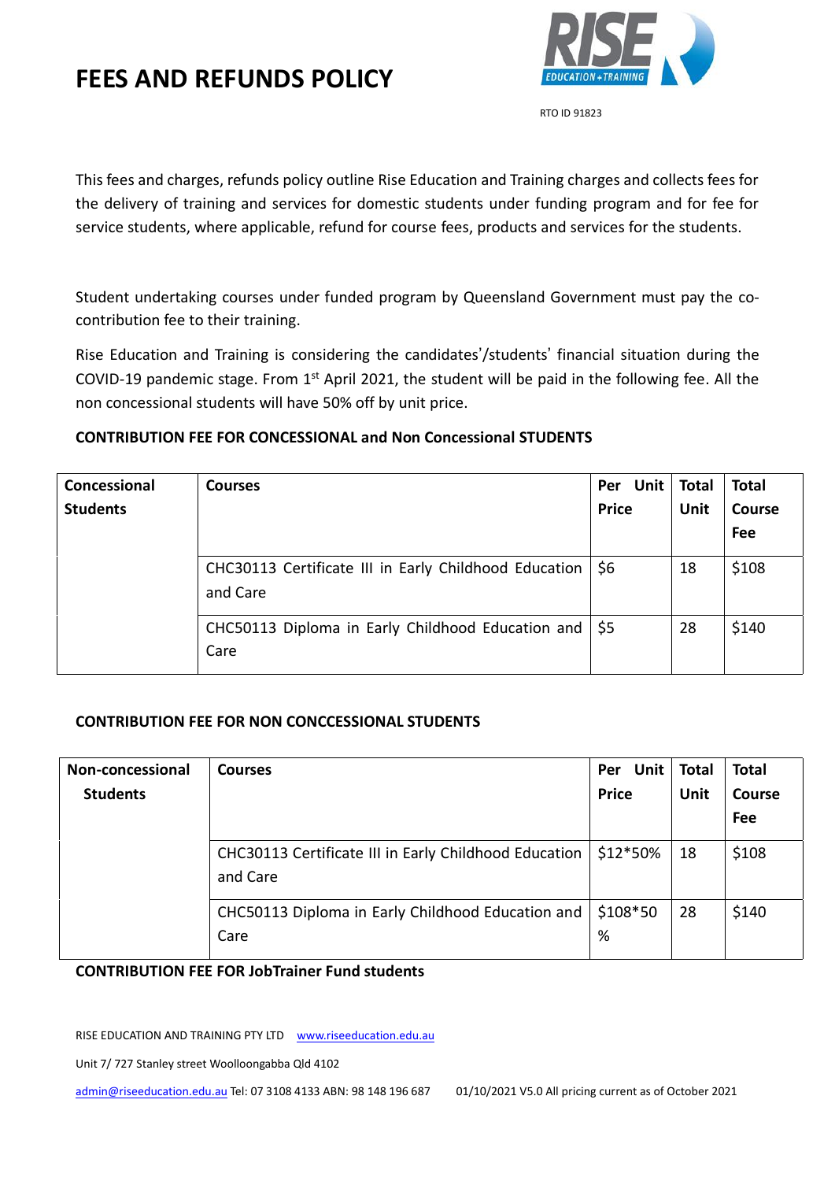# FEES AND REFUNDS POLICY

RTO ID 91823

This fees and charges, refunds policy outline Rise Education and Training charges and collects fees for the delivery of training and services for domestic students under funding program and for fee for service students, where applicable, refund for course fees, products and services for the students.

Student undertaking courses under funded program by Queensland Government must pay the co-contribution fee to their training.

Rise Education and Training is considering the candidates'/students' financial situation during the COVID-19 pandemic stage. From 1st April 2021, the student will be paid in the following fee. All the non concessional students will have 50% off by unit price.

**CONTRIBUTION FEE FOR CONCESSIONAL and Non Concessional STUDENTS**

| Concessional Students | Courses | Per Unit Price | Total Unit | Total Course Fee |
|---|---|---|---|---|
| | CHC30113 Certificate III in Early Childhood Education and Care | $6 | 18 | $108 |
| | CHC50113 Diploma in Early Childhood Education and Care | $5 | 28 | $140 |

**CONTRIBUTION FEE FOR NON CONCCESSIONAL STUDENTS**

| Non-concessional Students | Courses | Per Unit Price | Total Unit | Total Course Fee |
|---|---|---|---|---|
| | CHC30113 Certificate III in Early Childhood Education and Care | $12*50% | 18 | $108 |
| | CHC50113 Diploma in Early Childhood Education and Care | $108*50 % | 28 | $140 |

**CONTRIBUTION FEE FOR JobTrainer Fund students**

RISE EDUCATION AND TRAINING PTY LTD www.riseeducation.edu.au

Unit 7/ 727 Stanley street Woolloongabba Qld 4102

admin@riseeducation.edu.au Tel: 07 3108 4133 ABN: 98 148 196 687 01/10/2021 V5.0 All pricing current as of October 2021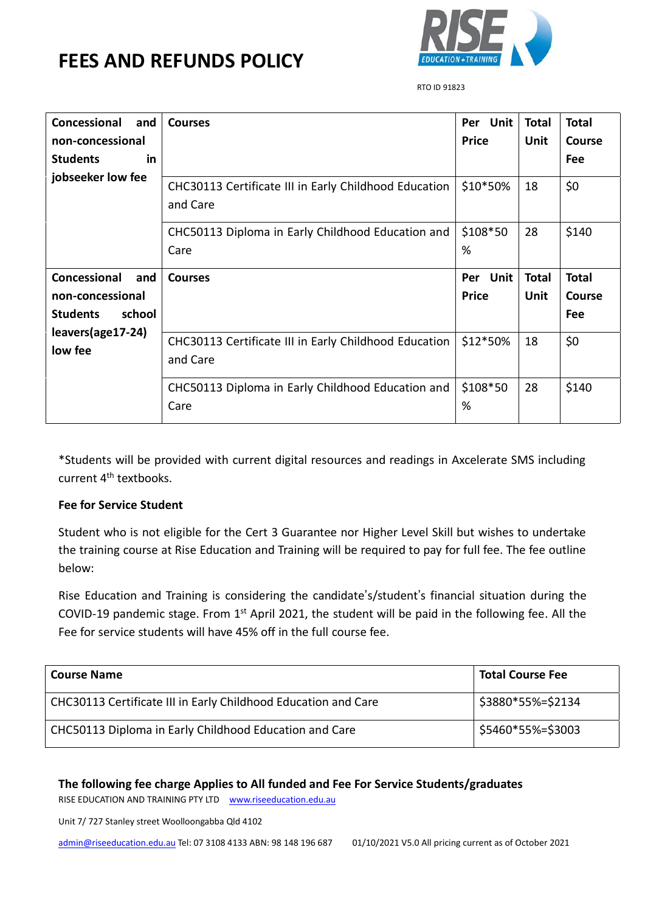# FEES AND REFUNDS POLICY

RTO ID 91823

| Concessional and non-concessional Students in jobseeker low fee | Courses | Per Unit Price | Total Unit | Total Course Fee |
|---|---|---|---|---|
| | CHC30113 Certificate III in Early Childhood Education and Care | $10*50% | 18 | $0 |
| | CHC50113 Diploma in Early Childhood Education and Care | $108*50 % | 28 | $140 |
| **Concessional and non-concessional Students school leavers(age17-24) low fee** | **Courses** | **Per Unit Price** | **Total Unit** | **Total Course Fee** |
| | CHC30113 Certificate III in Early Childhood Education and Care | $12*50% | 18 | $0 |
| | CHC50113 Diploma in Early Childhood Education and Care | $108*50 % | 28 | $140 |

*Students will be provided with current digital resources and readings in Axcelerate SMS including current 4th textbooks.

**Fee for Service Student**

Student who is not eligible for the Cert 3 Guarantee nor Higher Level Skill but wishes to undertake the training course at Rise Education and Training will be required to pay for full fee. The fee outline below:

Rise Education and Training is considering the candidate's/student's financial situation during the COVID-19 pandemic stage. From 1st April 2021, the student will be paid in the following fee. All the Fee for service students will have 45% off in the full course fee.

| Course Name | Total Course Fee |
|---|---|
| CHC30113 Certificate III in Early Childhood Education and Care | $3880*55%=$2134 |
| CHC50113 Diploma in Early Childhood Education and Care | $5460*55%=$3003 |

**The following fee charge Applies to All funded and Fee For Service Students/graduates**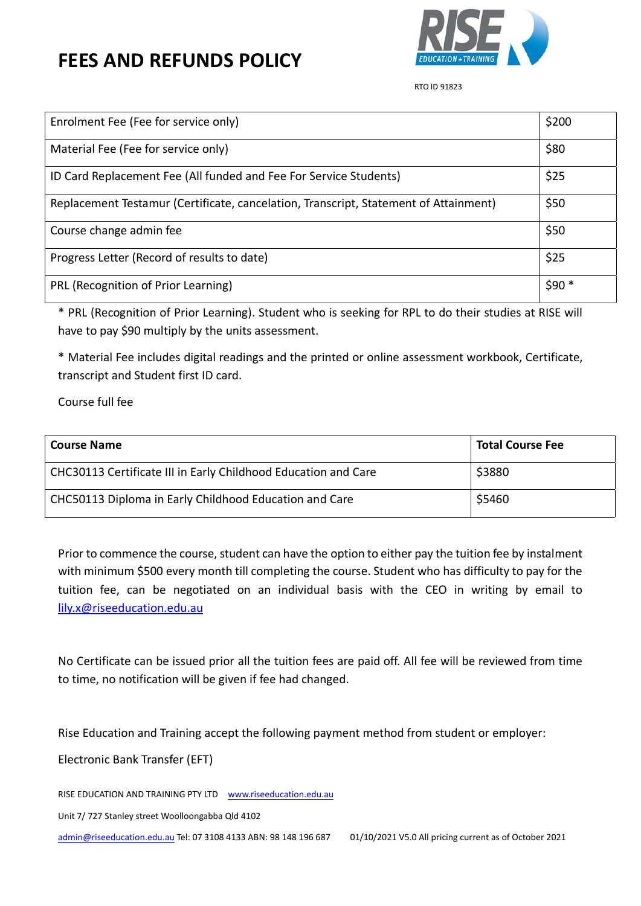# FEES AND REFUNDS POLICY

RTO ID 91823

| | |
|---|---|
| Enrolment Fee (Fee for service only) | $200 |
| Material Fee (Fee for service only) | $80 |
| ID Card Replacement Fee (All funded and Fee For Service Students) | $25 |
| Replacement Testamur (Certificate, cancelation, Transcript, Statement of Attainment) | $50 |
| Course change admin fee | $50 |
| Progress Letter (Record of results to date) | $25 |
| PRL (Recognition of Prior Learning) | $90 * |

* PRL (Recognition of Prior Learning). Student who is seeking for RPL to do their studies at RISE will have to pay $90 multiply by the units assessment.

* Material Fee includes digital readings and the printed or online assessment workbook, Certificate, transcript and Student first ID card.

Course full fee

| Course Name | Total Course Fee |
|---|---|
| CHC30113 Certificate III in Early Childhood Education and Care | $3880 |
| CHC50113 Diploma in Early Childhood Education and Care | $5460 |

Prior to commence the course, student can have the option to either pay the tuition fee by instalment with minimum $500 every month till completing the course. Student who has difficulty to pay for the tuition fee, can be negotiated on an individual basis with the CEO in writing by email to lily.x@riseeducation.edu.au

No Certificate can be issued prior all the tuition fees are paid off. All fee will be reviewed from time to time, no notification will be given if fee had changed.

Rise Education and Training accept the following payment method from student or employer:

Electronic Bank Transfer (EFT)

RISE EDUCATION AND TRAINING PTY LTD www.riseeducation.edu.au

Unit 7/ 727 Stanley street Woolloongabba Qld 4102

admin@riseeducation.edu.au Tel: 07 3108 4133 ABN: 98 148 196 687 01/10/2021 V5.0 All pricing current as of October 2021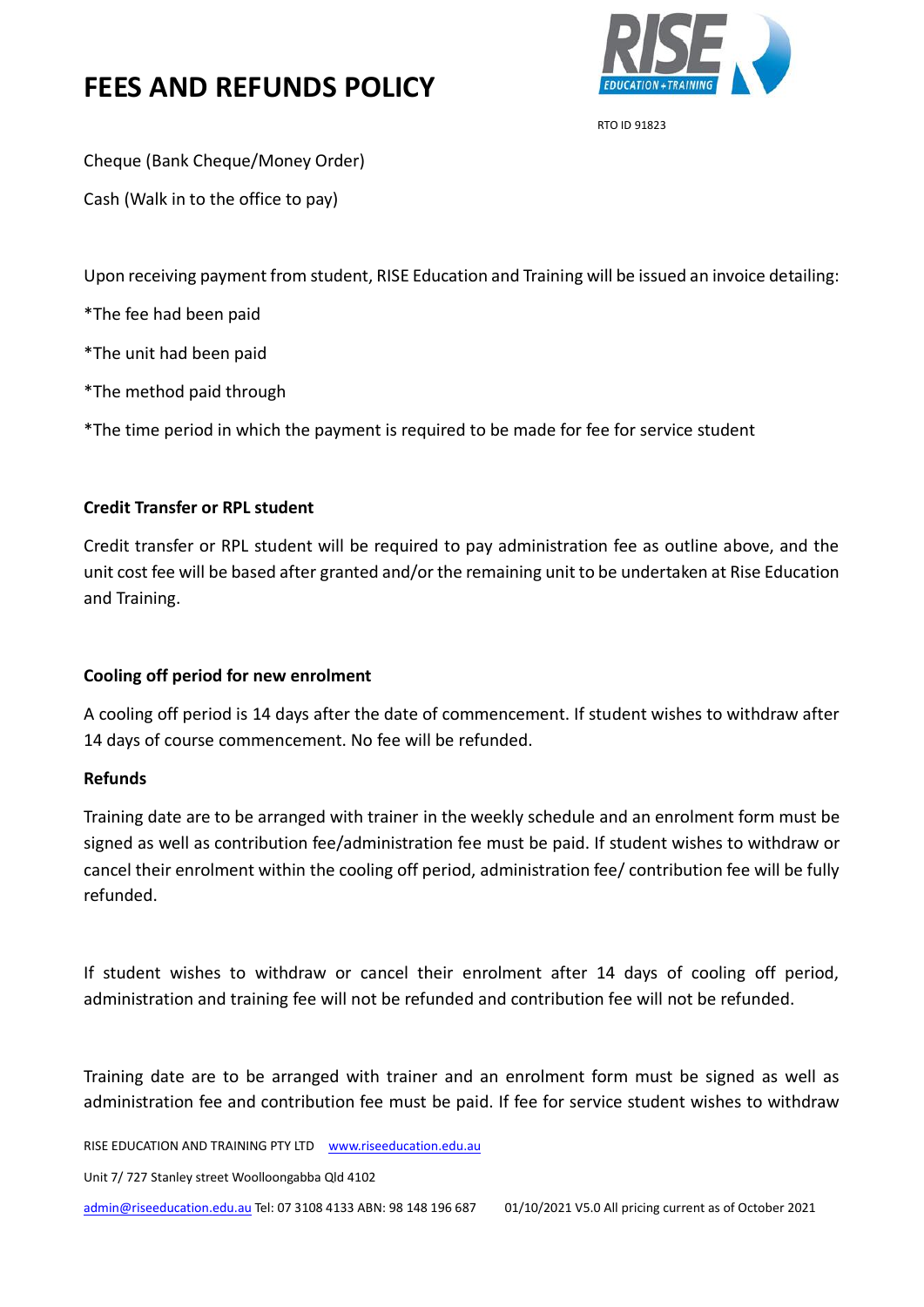Cheque (Bank Cheque/Money Order)

Cash (Walk in to the office to pay)

Upon receiving payment from student, RISE Education and Training will be issued an invoice detailing:

*The fee had been paid

*The unit had been paid

*The method paid through

*The time period in which the payment is required to be made for fee for service student

**Credit Transfer or RPL student**

Credit transfer or RPL student will be required to pay administration fee as outline above, and the unit cost fee will be based after granted and/or the remaining unit to be undertaken at Rise Education and Training.

**Cooling off period for new enrolment**

A cooling off period is 14 days after the date of commencement. If student wishes to withdraw after 14 days of course commencement. No fee will be refunded.

**Refunds**

Training date are to be arranged with trainer in the weekly schedule and an enrolment form must be signed as well as contribution fee/administration fee must be paid. If student wishes to withdraw or cancel their enrolment within the cooling off period, administration fee/ contribution fee will be fully refunded.

If student wishes to withdraw or cancel their enrolment after 14 days of cooling off period, administration and training fee will not be refunded and contribution fee will not be refunded.

Training date are to be arranged with trainer and an enrolment form must be signed as well as administration fee and contribution fee must be paid. If fee for service student wishes to withdraw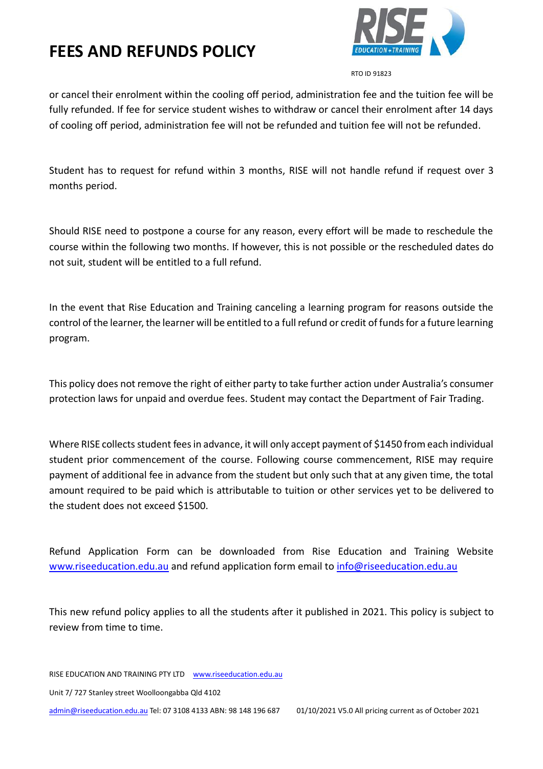or cancel their enrolment within the cooling off period, administration fee and the tuition fee will be fully refunded. If fee for service student wishes to withdraw or cancel their enrolment after 14 days of cooling off period, administration fee will not be refunded and tuition fee will not be refunded.

Student has to request for refund within 3 months, RISE will not handle refund if request over 3 months period.

Should RISE need to postpone a course for any reason, every effort will be made to reschedule the course within the following two months. If however, this is not possible or the rescheduled dates do not suit, student will be entitled to a full refund.

In the event that Rise Education and Training canceling a learning program for reasons outside the control of the learner, the learner will be entitled to a full refund or credit of funds for a future learning program.

This policy does not remove the right of either party to take further action under Australia's consumer protection laws for unpaid and overdue fees. Student may contact the Department of Fair Trading.

Where RISE collects student fees in advance, it will only accept payment of $1450 from each individual student prior commencement of the course. Following course commencement, RISE may require payment of additional fee in advance from the student but only such that at any given time, the total amount required to be paid which is attributable to tuition or other services yet to be delivered to the student does not exceed $1500.

Refund Application Form can be downloaded from Rise Education and Training Website [www.riseeducation.edu.au](http://www.riseeducation.edu.au) and refund application form email to [info@riseeducation.edu.au](mailto:info@riseeducation.edu.au)

This new refund policy applies to all the students after it published in 2021. This policy is subject to review from time to time.